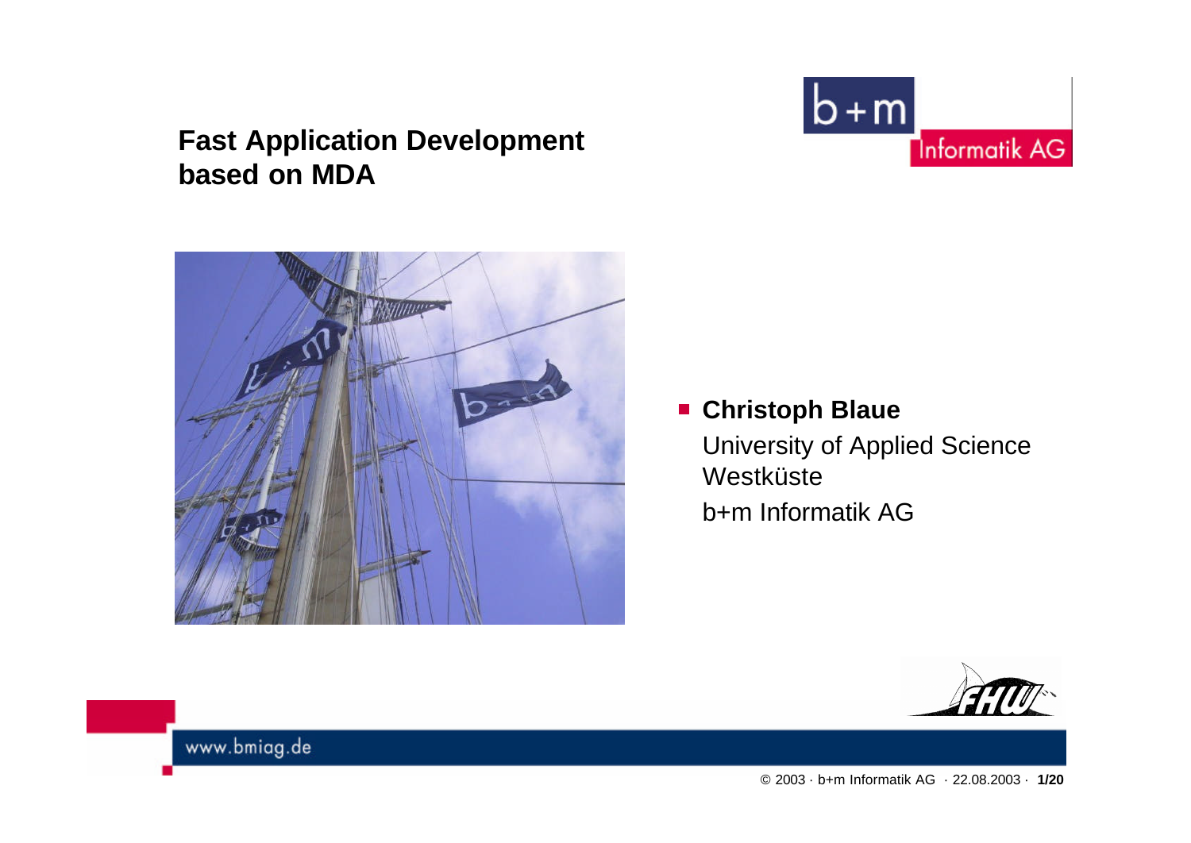# Fast Application Development based on MDA

- **Christoph Blaue**

  University of Applied Science Westküste

  b+m Informatik AG

www.bmiag.de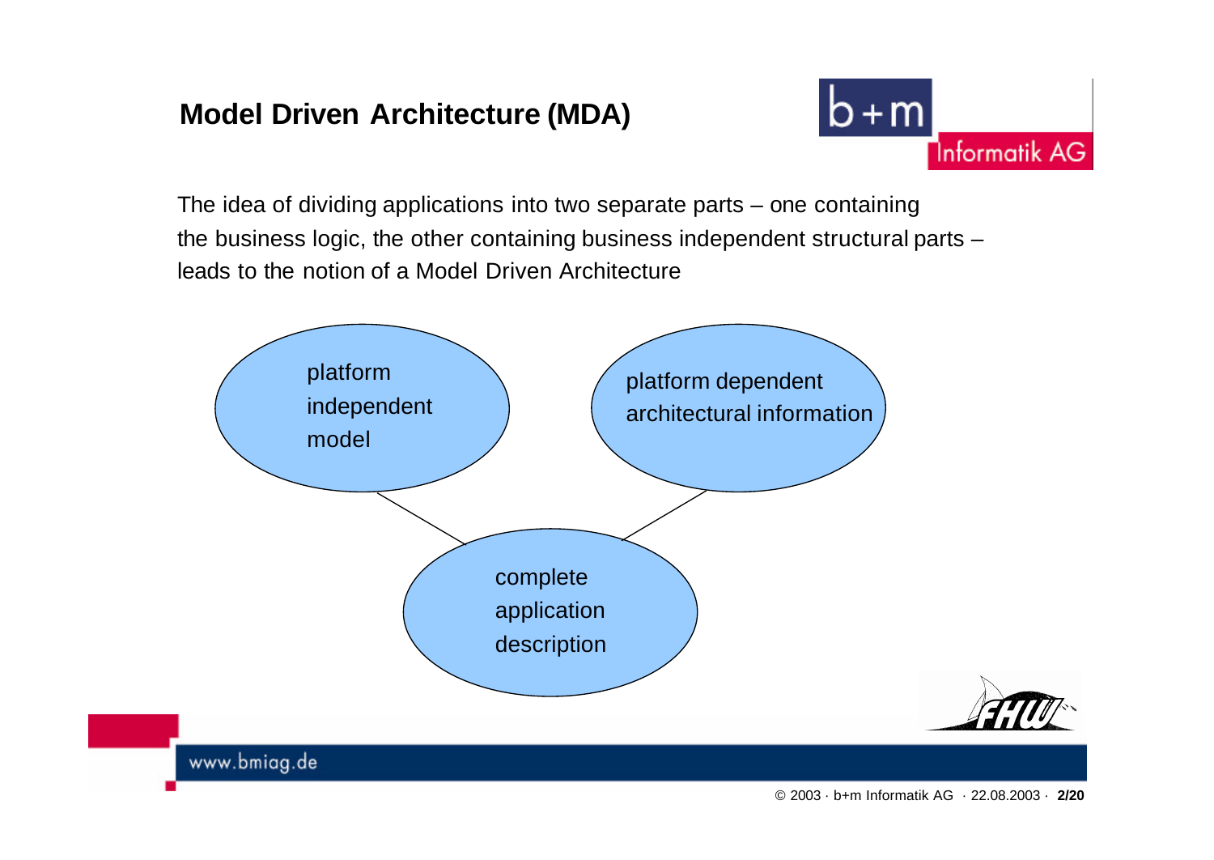# Model Driven Architecture (MDA)

The idea of dividing applications into two separate parts – one containing the business logic, the other containing business independent structural parts – leads to the notion of a Model Driven Architecture

platform independent model

platform dependent architectural information

complete application description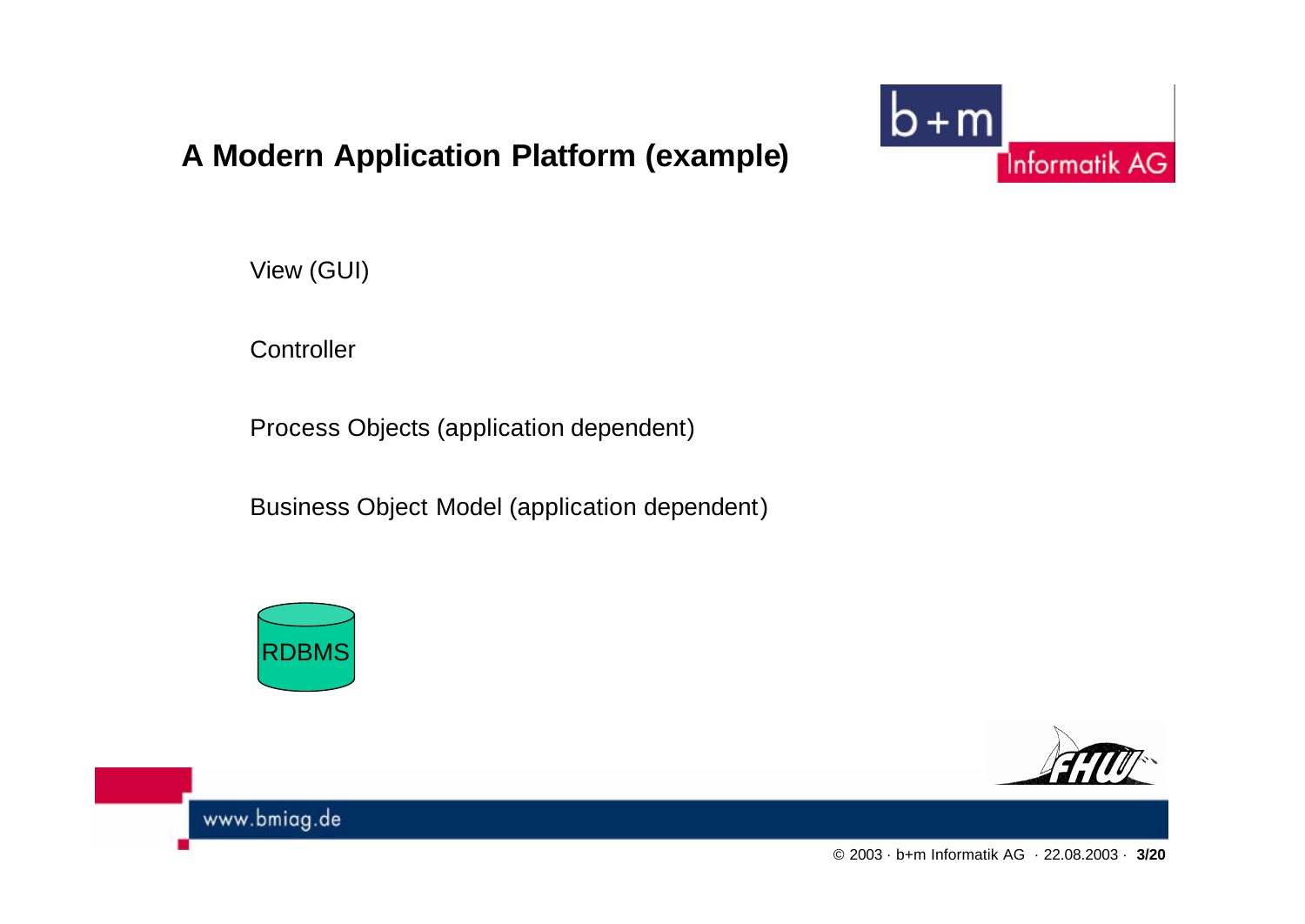# A Modern Application Platform (example)

View (GUI)

Controller

Process Objects (application dependent)

Business Object Model (application dependent)

RDBMS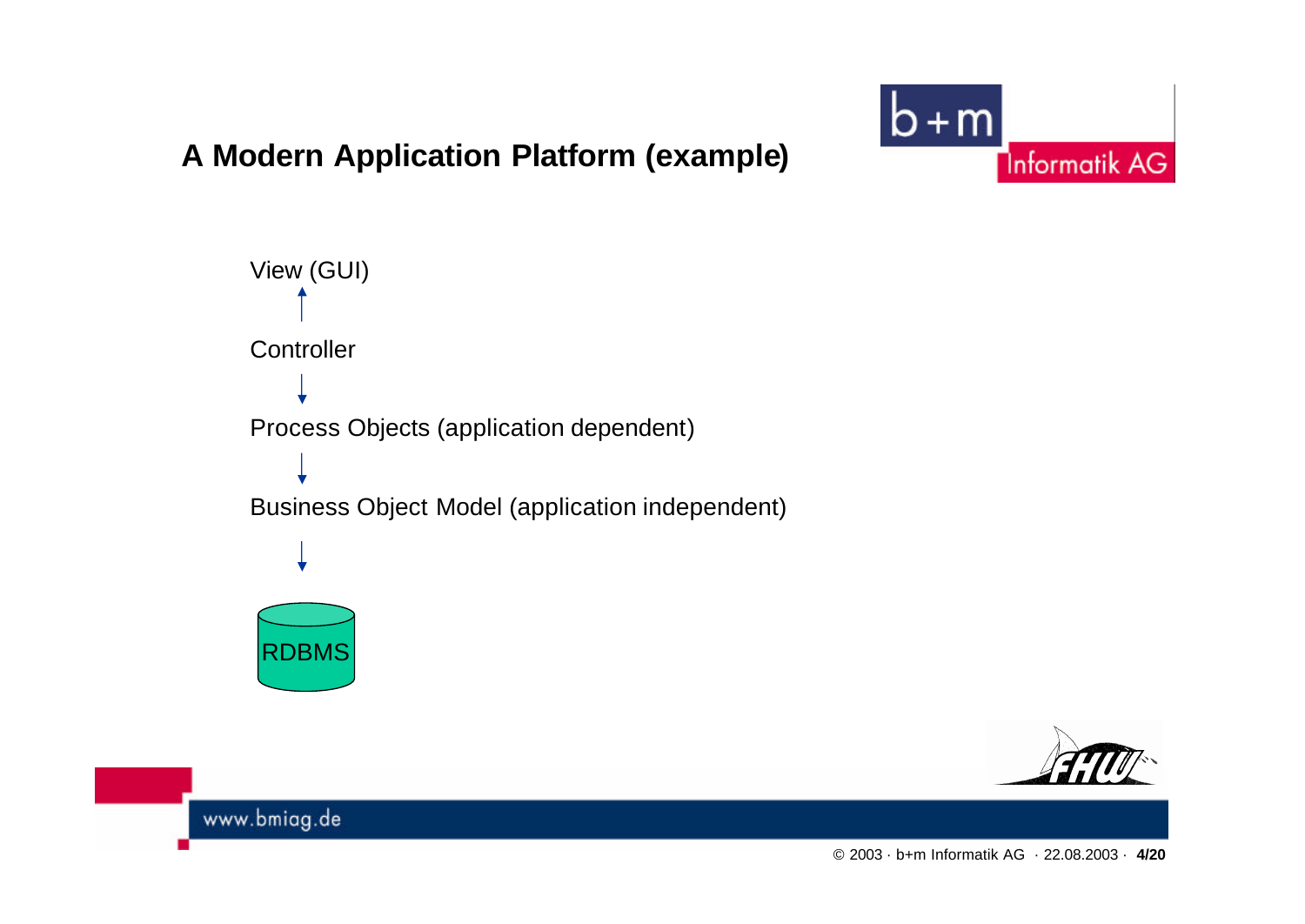# A Modern Application Platform (example)

View (GUI)

↑

Controller

↓

Process Objects (application dependent)

↓

Business Object Model (application independent)

↓

RDBMS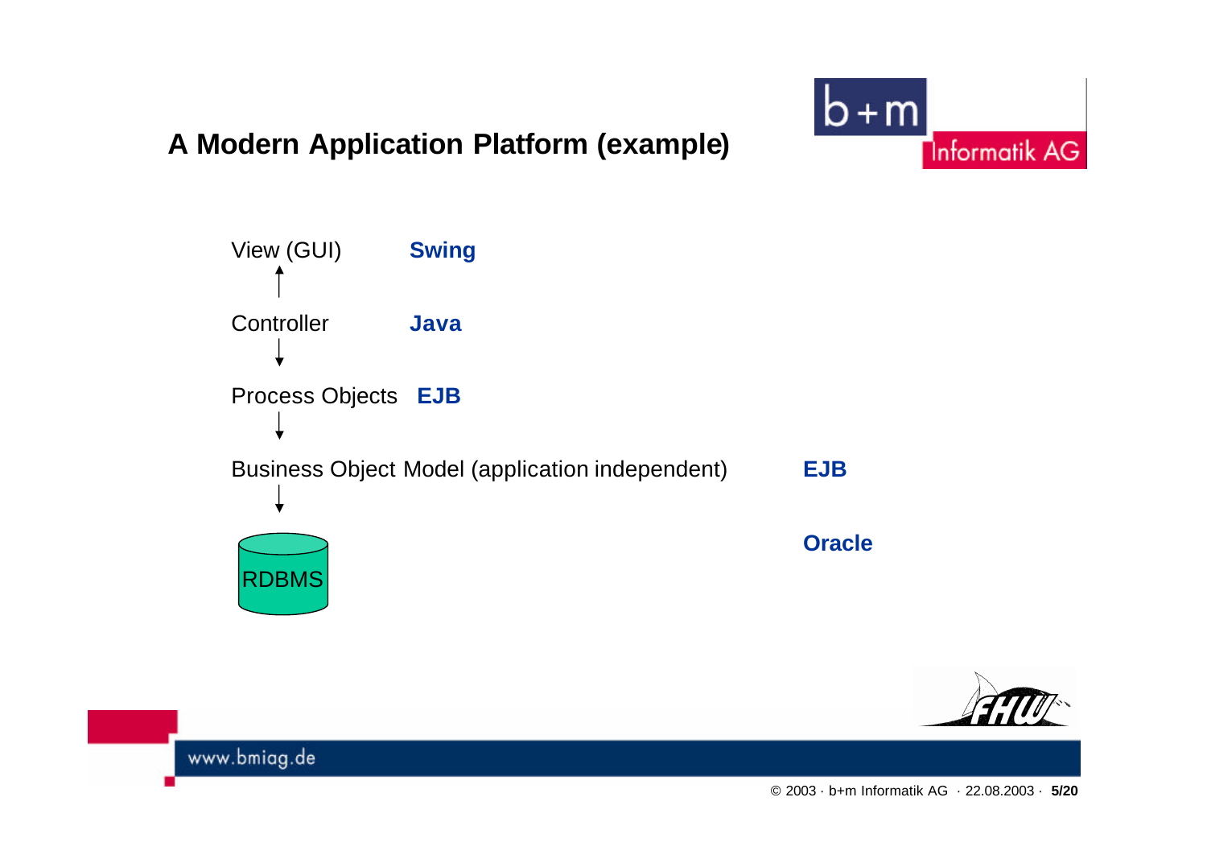# A Modern Application Platform (example)

View (GUI) **Swing**

↑

Controller **Java**

↓

Process Objects **EJB**

↓

Business Object Model (application independent) **EJB**

↓

RDBMS **Oracle**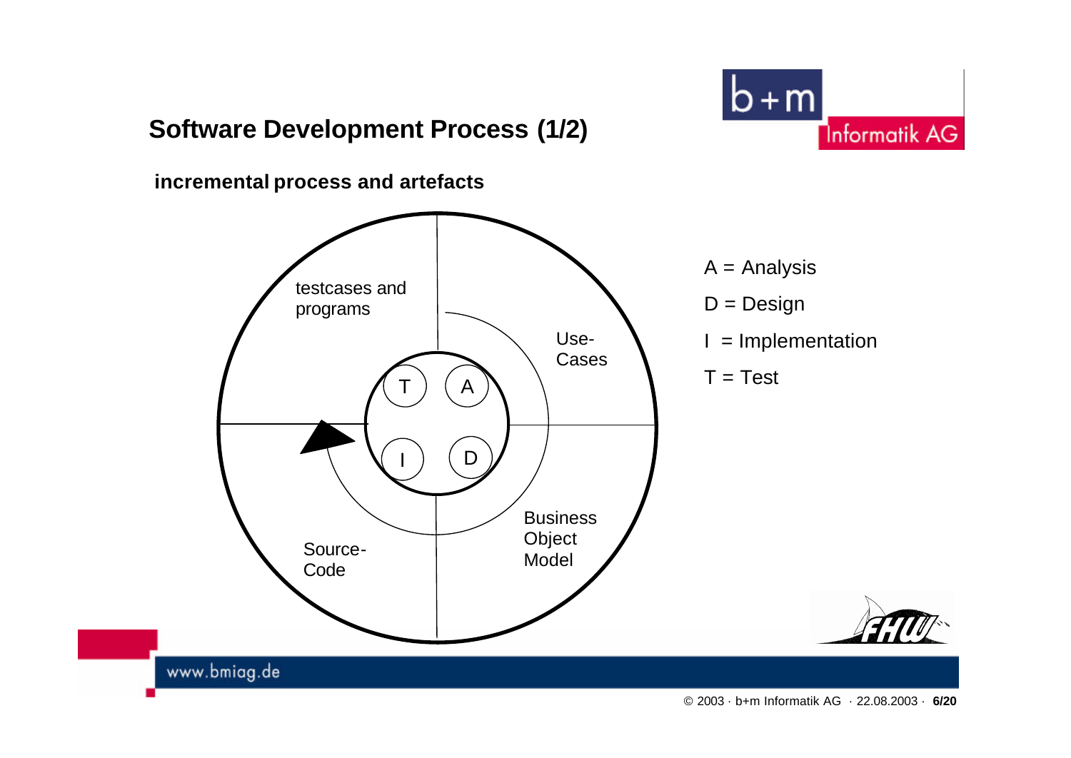# Software Development Process (1/2)

**incremental process and artefacts**

testcases and programs

Use-Cases

Business Object Model

Source-Code

T A I D

A = Analysis

D = Design

I = Implementation

T = Test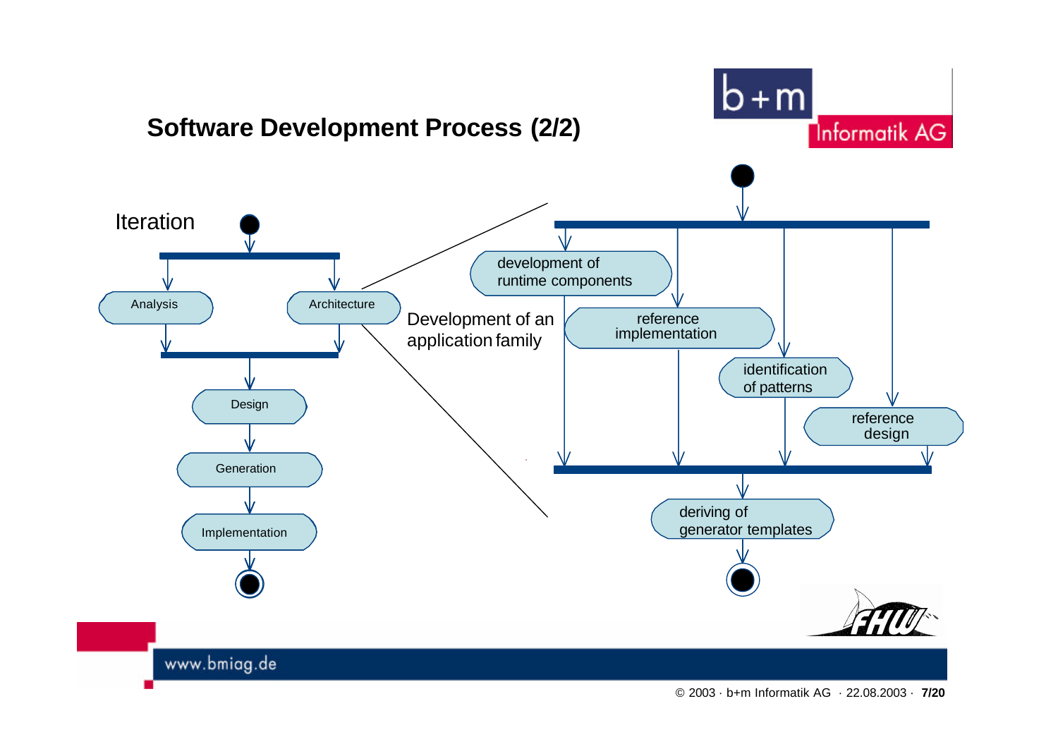## Software Development Process (2/2)

Iteration

Analysis

Architecture

Design

Generation

Implementation

Development of an application family

development of runtime components

reference implementation

identification of patterns

reference design

deriving of generator templates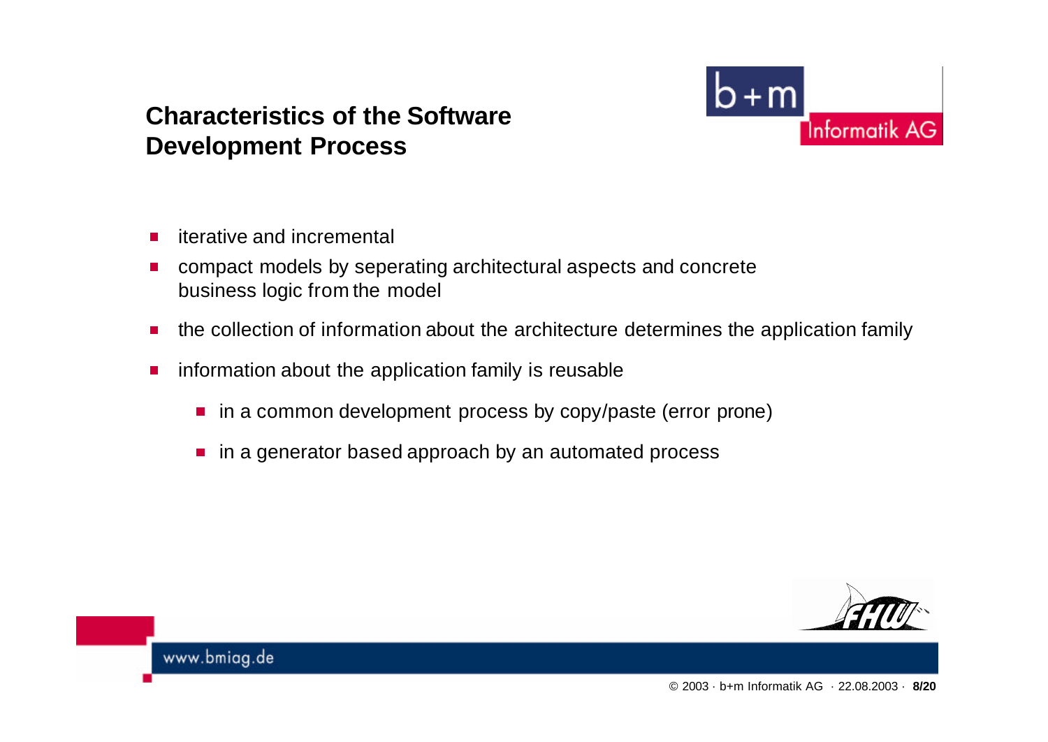## Characteristics of the Software Development Process

- iterative and incremental
- compact models by seperating architectural aspects and concrete business logic from the model
- the collection of information about the architecture determines the application family
- information about the application family is reusable
  - in a common development process by copy/paste (error prone)
  - in a generator based approach by an automated process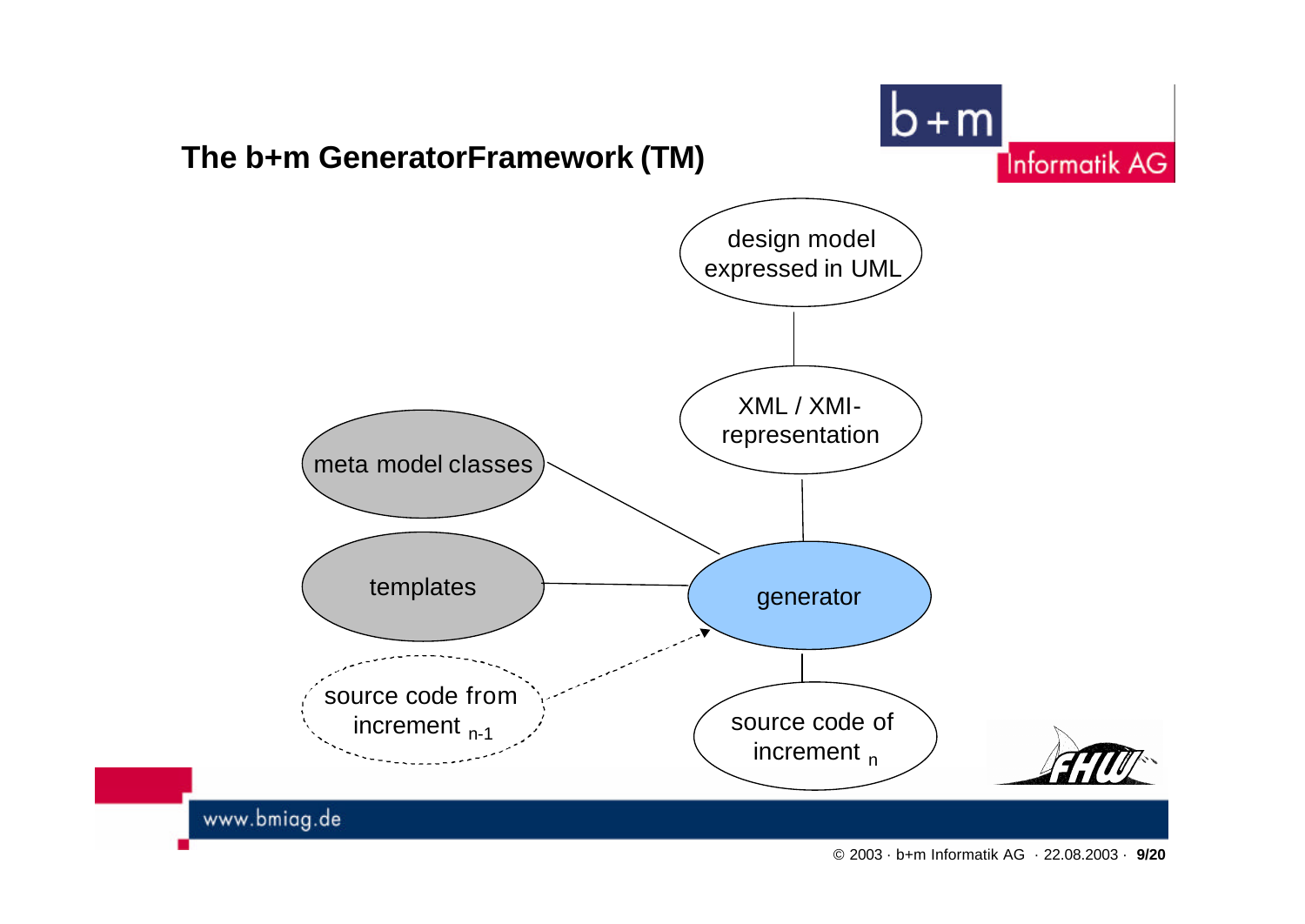# The b+m GeneratorFramework (TM)

design model expressed in UML

XML / XMI-representation

meta model classes

templates

generator

source code from increment $_{n-1}$

source code of increment $_{n}$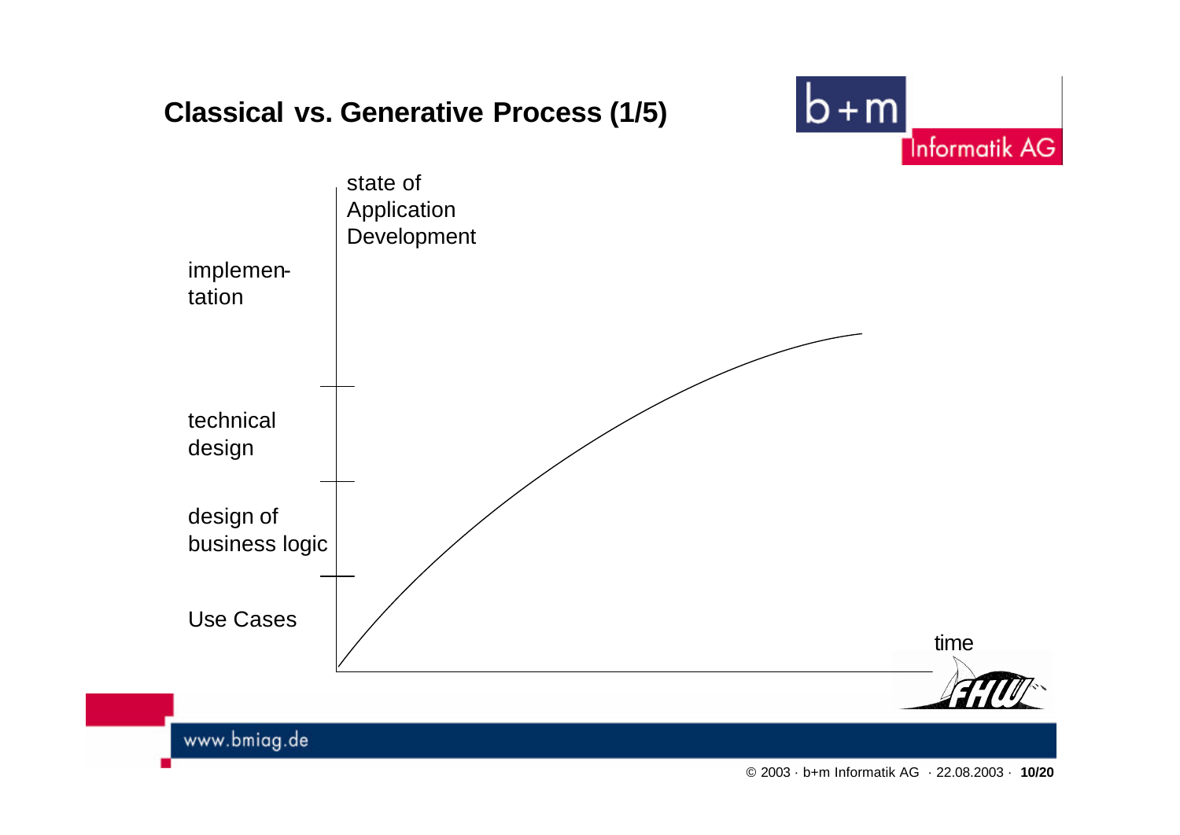# Classical vs. Generative Process (1/5)

state of
Application
Development

implemen-
tation

technical
design

design of
business logic

Use Cases

time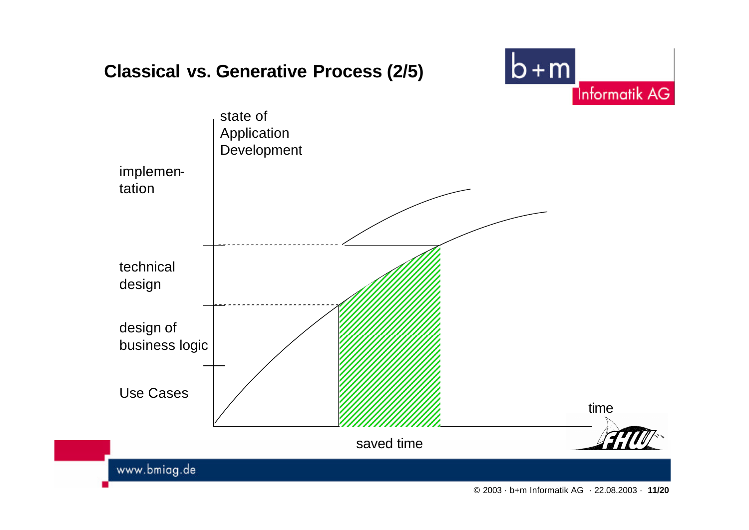# Classical vs. Generative Process (2/5)

state of Application Development

implementation

technical design

design of business logic

Use Cases

time

saved time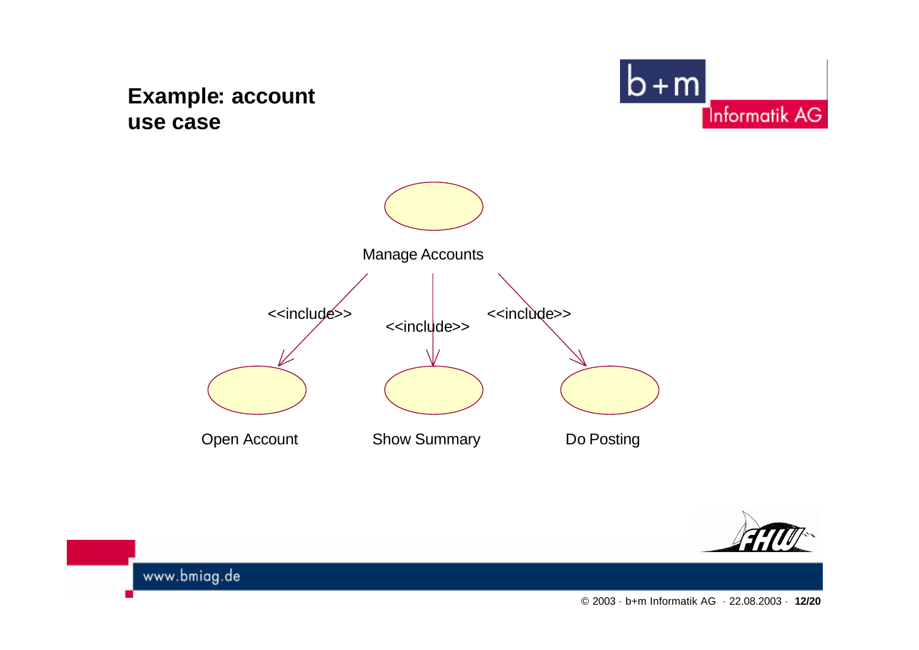# Example: account use case

Manage Accounts

<<include>> Open Account

<<include>> Show Summary

<<include>> Do Posting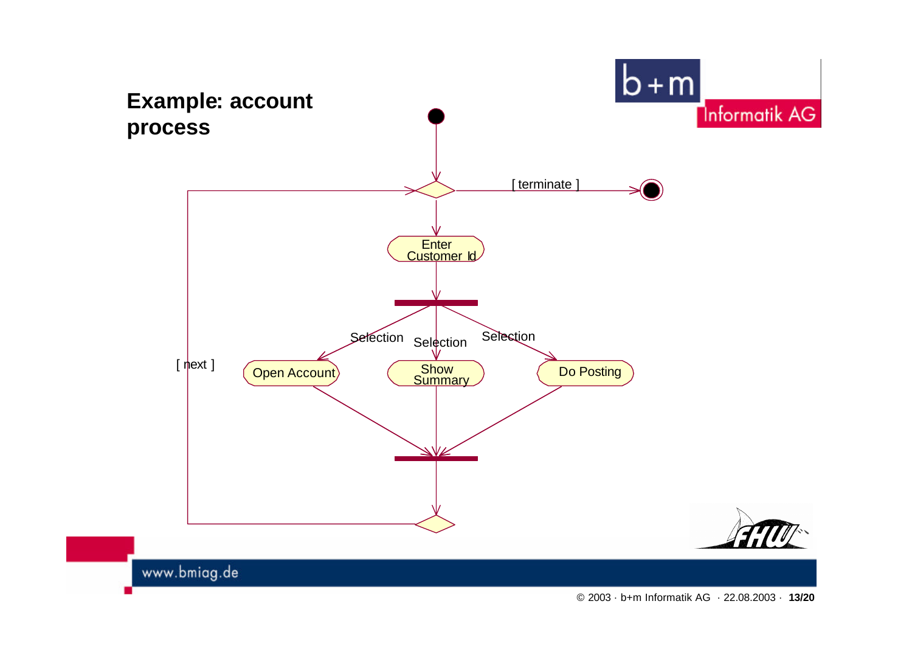# Example: account process

[ terminate ]

Enter Customer Id

Selection

Selection

Selection

[ next ]

Open Account

Show Summary

Do Posting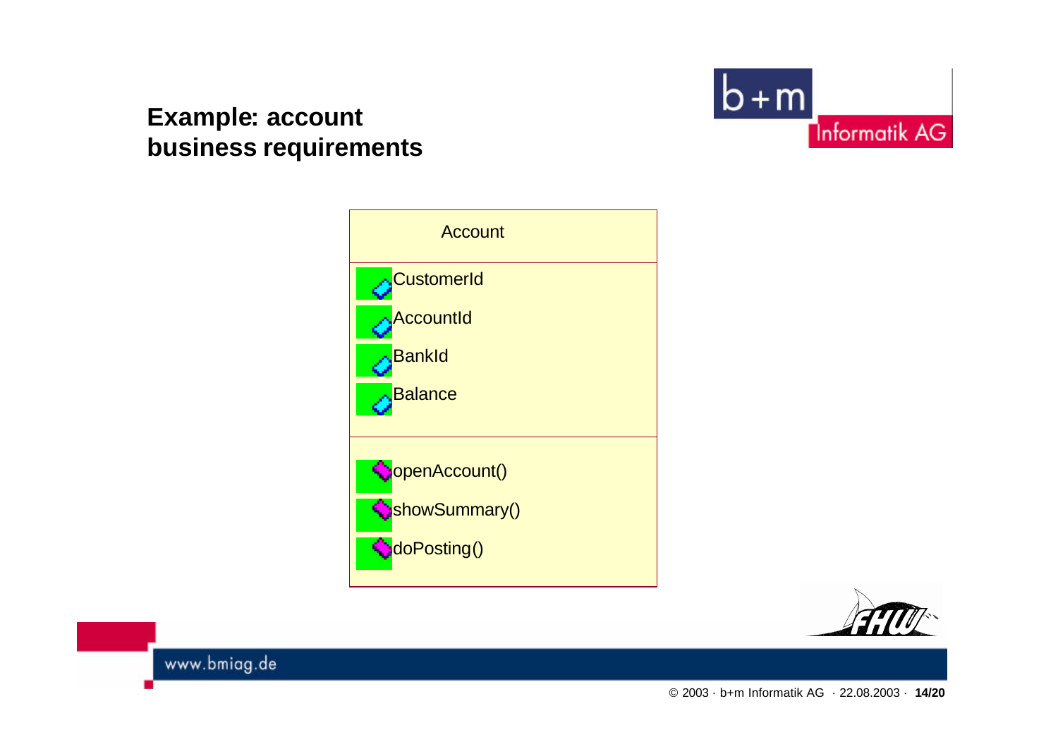# Example: account business requirements

**Account**

- CustomerId
- AccountId
- BankId
- Balance

- openAccount()
- showSummary()
- doPosting()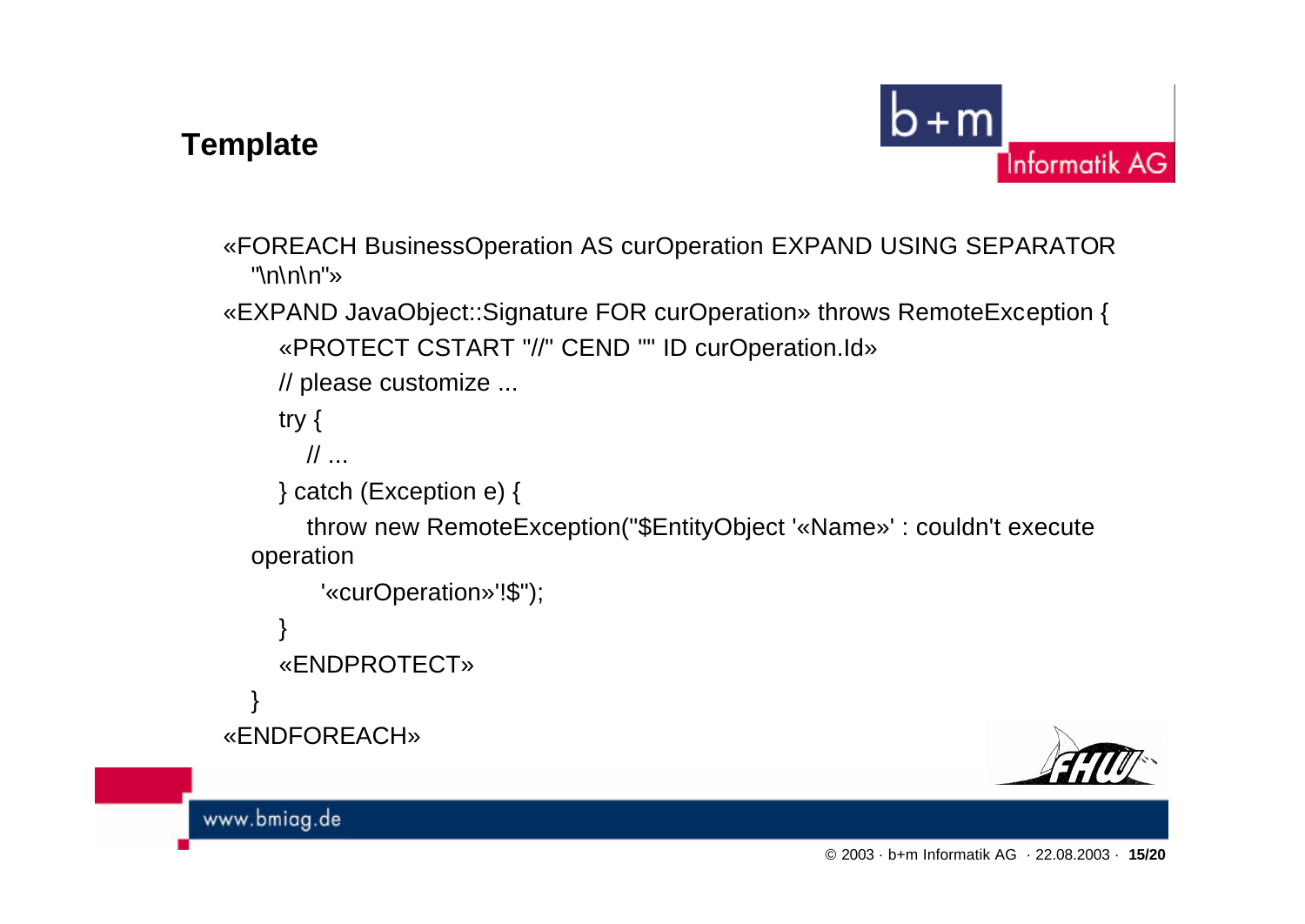## Template

```
«FOREACH BusinessOperation AS curOperation EXPAND USING SEPARATOR
  "\n\n\n"»
«EXPAND JavaObject::Signature FOR curOperation» throws RemoteException {
    «PROTECT CSTART "//" CEND "" ID curOperation.Id»
    // please customize ...
    try {
      // ...
    } catch (Exception e) {
      throw new RemoteException("$EntityObject '«Name»' : couldn't execute
  operation
        '«curOperation»'!$");
    }
    «ENDPROTECT»
  }
«ENDFOREACH»
```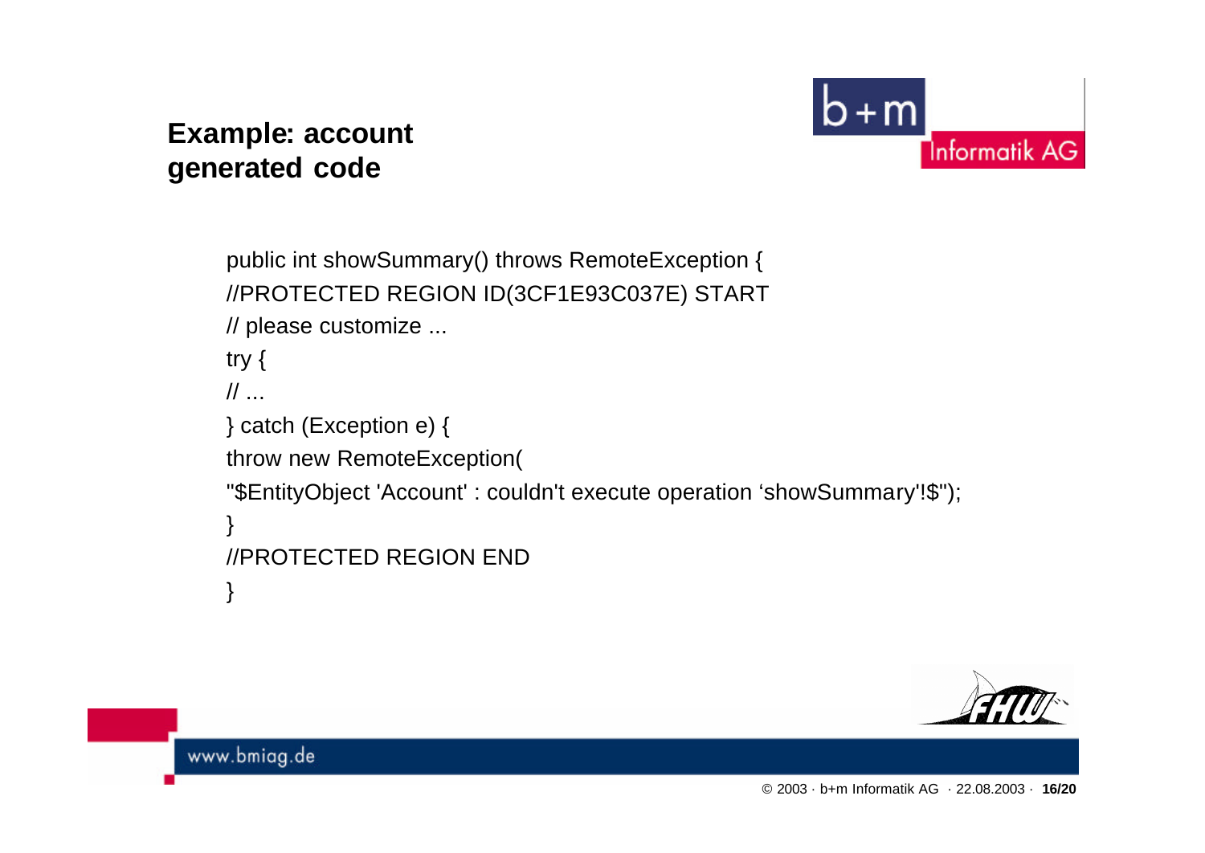## Example: account generated code

```
public int showSummary() throws RemoteException {
//PROTECTED REGION ID(3CF1E93C037E) START
// please customize ...
try {
// ...
} catch (Exception e) {
throw new RemoteException(
"$EntityObject 'Account' : couldn't execute operation ‘showSummary'!$");
}
//PROTECTED REGION END
}
```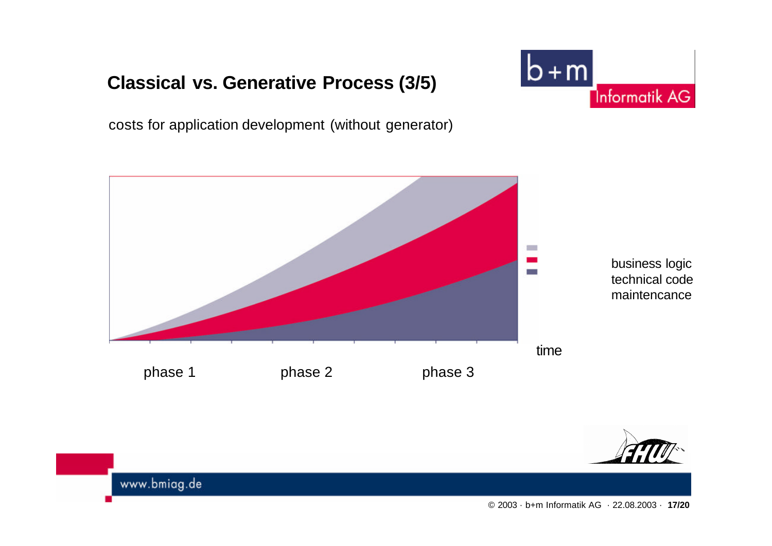# Classical vs. Generative Process (3/5)

costs for application development (without generator)

business logic
technical code
maintencance

time

phase 1 phase 2 phase 3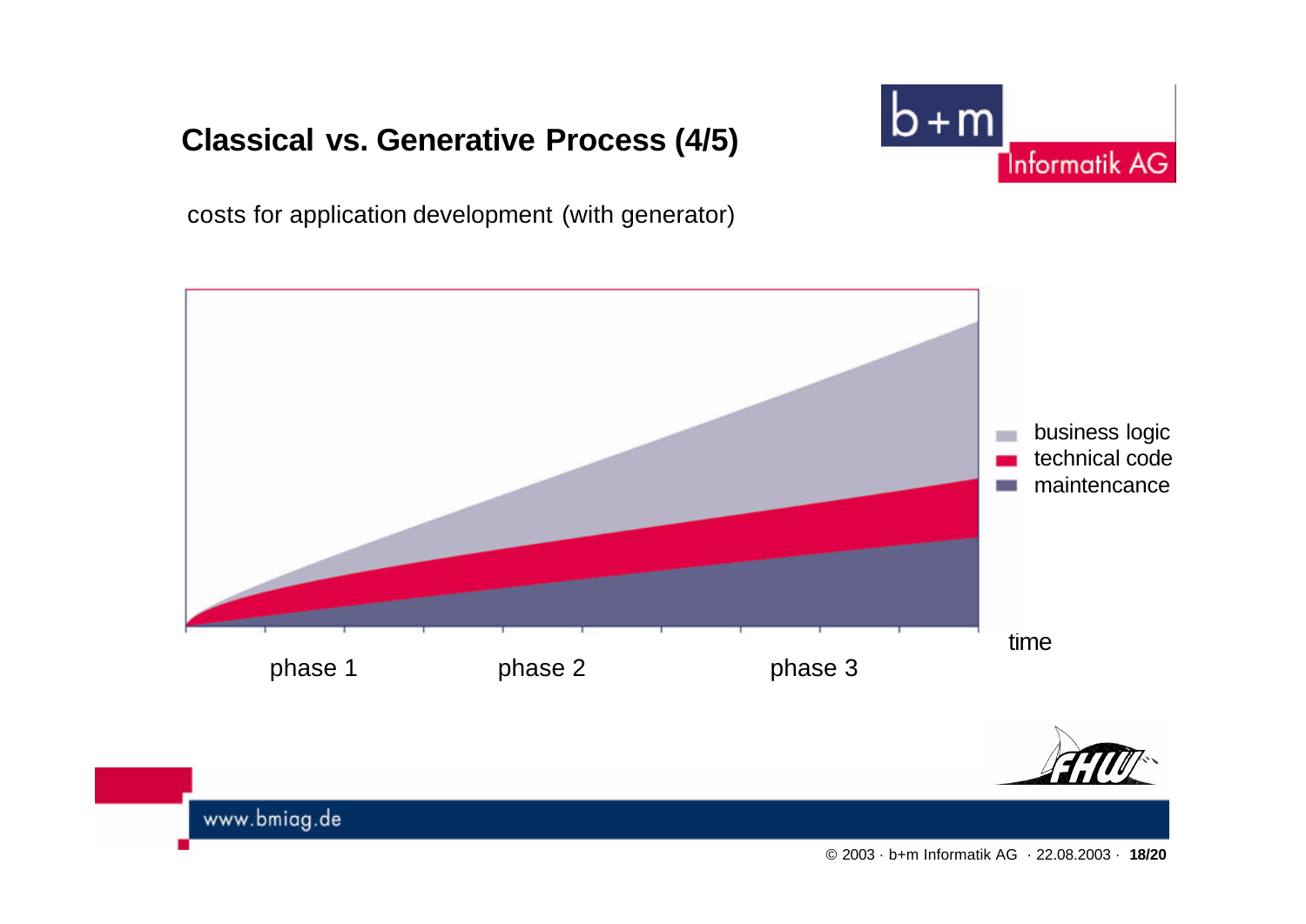## Classical vs. Generative Process (4/5)

costs for application development (with generator)

- business logic
- technical code
- maintencance

time

phase 1 phase 2 phase 3

www.bmiag.de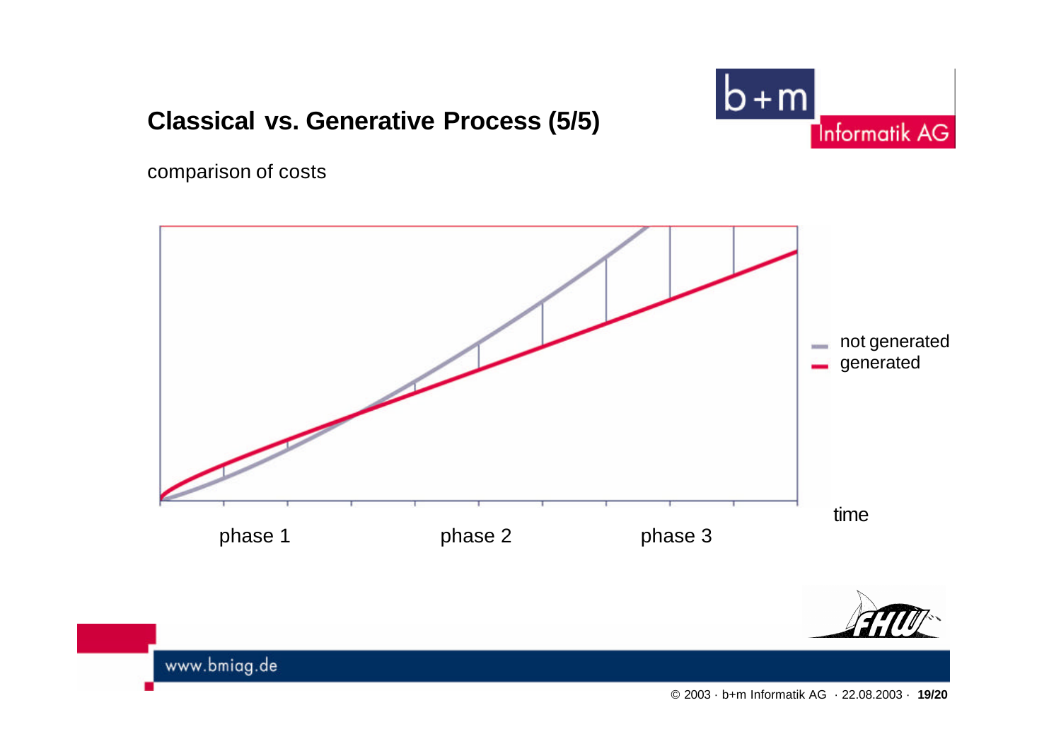## Classical vs. Generative Process (5/5)

comparison of costs

not generated
generated

time

phase 1 phase 2 phase 3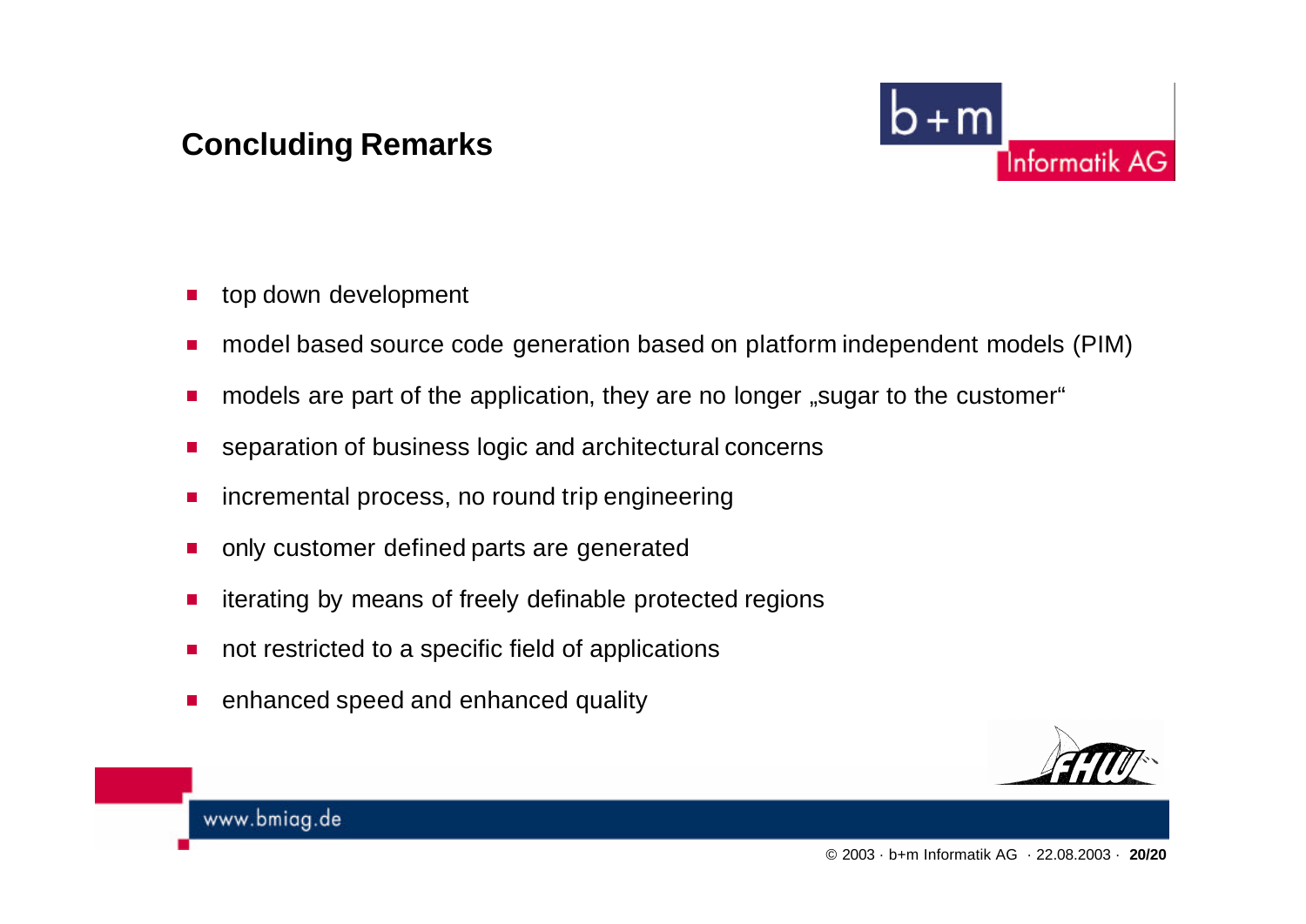## Concluding Remarks

- top down development
- model based source code generation based on platform independent models (PIM)
- models are part of the application, they are no longer „sugar to the customer“
- separation of business logic and architectural concerns
- incremental process, no round trip engineering
- only customer defined parts are generated
- iterating by means of freely definable protected regions
- not restricted to a specific field of applications
- enhanced speed and enhanced quality